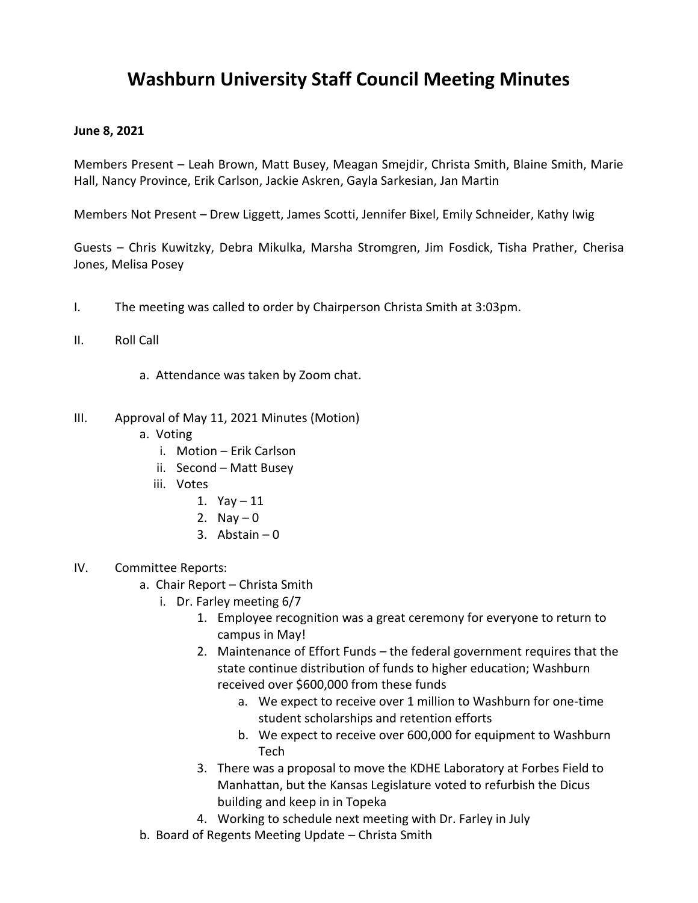# Washburn University Staff Council Meeting Minutes

**June 8, 2021**

Members Present – Leah Brown, Matt Busey, Meagan Smejdir, Christa Smith, Blaine Smith, Marie Hall, Nancy Province, Erik Carlson, Jackie Askren, Gayla Sarkesian, Jan Martin

Members Not Present – Drew Liggett, James Scotti, Jennifer Bixel, Emily Schneider, Kathy Iwig

Guests – Chris Kuwitzky, Debra Mikulka, Marsha Stromgren, Jim Fosdick, Tisha Prather, Cherisa Jones, Melisa Posey

I. The meeting was called to order by Chairperson Christa Smith at 3:03pm.

II. Roll Call

  a. Attendance was taken by Zoom chat.

III. Approval of May 11, 2021 Minutes (Motion)
  a. Voting
    i. Motion – Erik Carlson
    ii. Second – Matt Busey
    iii. Votes
      1. Yay – 11
      2. Nay – 0
      3. Abstain – 0

IV. Committee Reports:
  a. Chair Report – Christa Smith
    i. Dr. Farley meeting 6/7
      1. Employee recognition was a great ceremony for everyone to return to campus in May!
      2. Maintenance of Effort Funds – the federal government requires that the state continue distribution of funds to higher education; Washburn received over $600,000 from these funds
        a. We expect to receive over 1 million to Washburn for one-time student scholarships and retention efforts
        b. We expect to receive over 600,000 for equipment to Washburn Tech
      3. There was a proposal to move the KDHE Laboratory at Forbes Field to Manhattan, but the Kansas Legislature voted to refurbish the Dicus building and keep in in Topeka
      4. Working to schedule next meeting with Dr. Farley in July
  b. Board of Regents Meeting Update – Christa Smith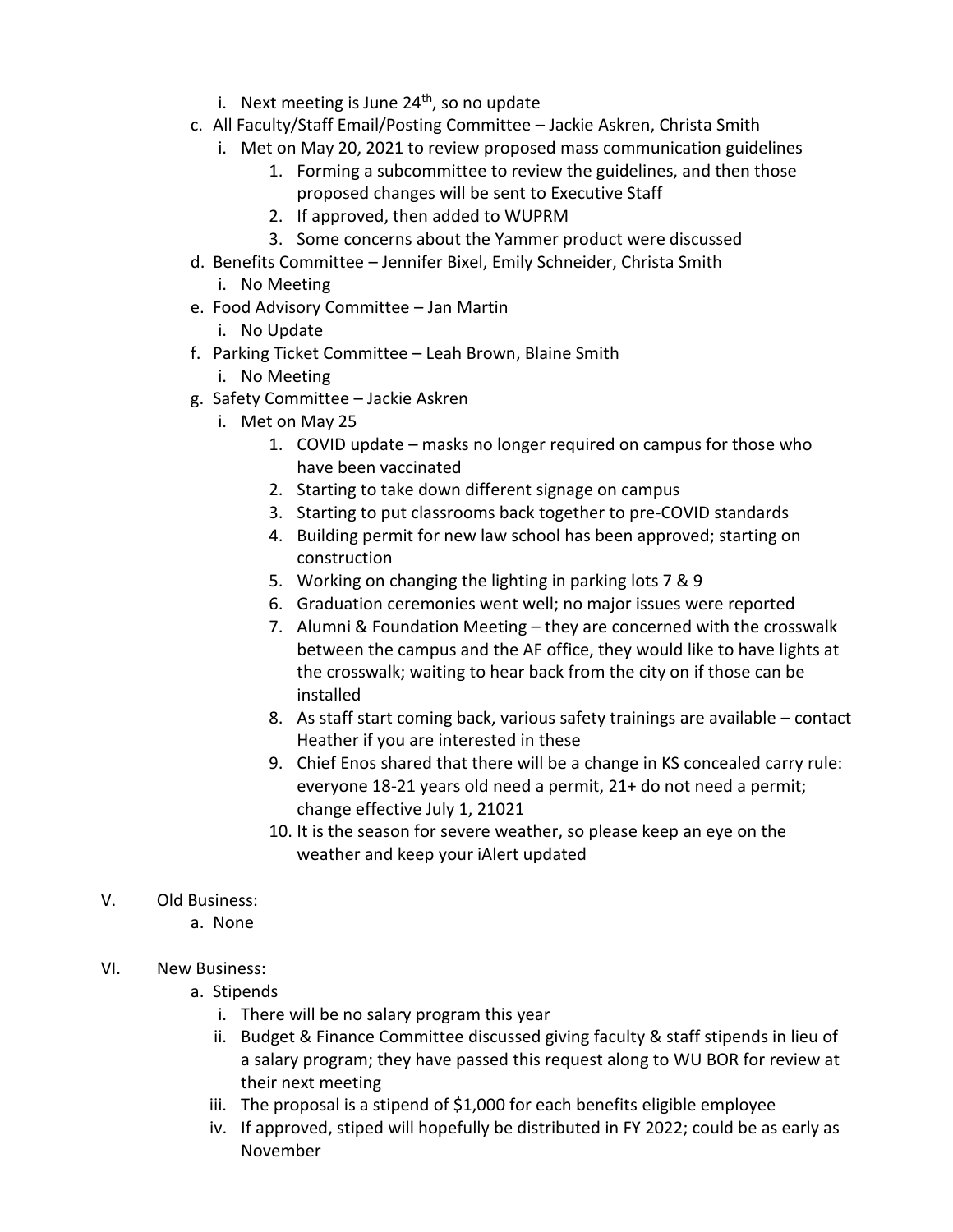- i. Next meeting is June 24th, so no update
- c. All Faculty/Staff Email/Posting Committee – Jackie Askren, Christa Smith
   - i. Met on May 20, 2021 to review proposed mass communication guidelines
      1. Forming a subcommittee to review the guidelines, and then those proposed changes will be sent to Executive Staff
      2. If approved, then added to WUPRM
      3. Some concerns about the Yammer product were discussed
- d. Benefits Committee – Jennifer Bixel, Emily Schneider, Christa Smith
   - i. No Meeting
- e. Food Advisory Committee – Jan Martin
   - i. No Update
- f. Parking Ticket Committee – Leah Brown, Blaine Smith
   - i. No Meeting
- g. Safety Committee – Jackie Askren
   - i. Met on May 25
      1. COVID update – masks no longer required on campus for those who have been vaccinated
      2. Starting to take down different signage on campus
      3. Starting to put classrooms back together to pre-COVID standards
      4. Building permit for new law school has been approved; starting on construction
      5. Working on changing the lighting in parking lots 7 & 9
      6. Graduation ceremonies went well; no major issues were reported
      7. Alumni & Foundation Meeting – they are concerned with the crosswalk between the campus and the AF office, they would like to have lights at the crosswalk; waiting to hear back from the city on if those can be installed
      8. As staff start coming back, various safety trainings are available – contact Heather if you are interested in these
      9. Chief Enos shared that there will be a change in KS concealed carry rule: everyone 18-21 years old need a permit, 21+ do not need a permit; change effective July 1, 21021
      10. It is the season for severe weather, so please keep an eye on the weather and keep your iAlert updated

V. Old Business:
- a. None

VI. New Business:
- a. Stipends
   - i. There will be no salary program this year
   - ii. Budget & Finance Committee discussed giving faculty & staff stipends in lieu of a salary program; they have passed this request along to WU BOR for review at their next meeting
   - iii. The proposal is a stipend of $1,000 for each benefits eligible employee
   - iv. If approved, stiped will hopefully be distributed in FY 2022; could be as early as November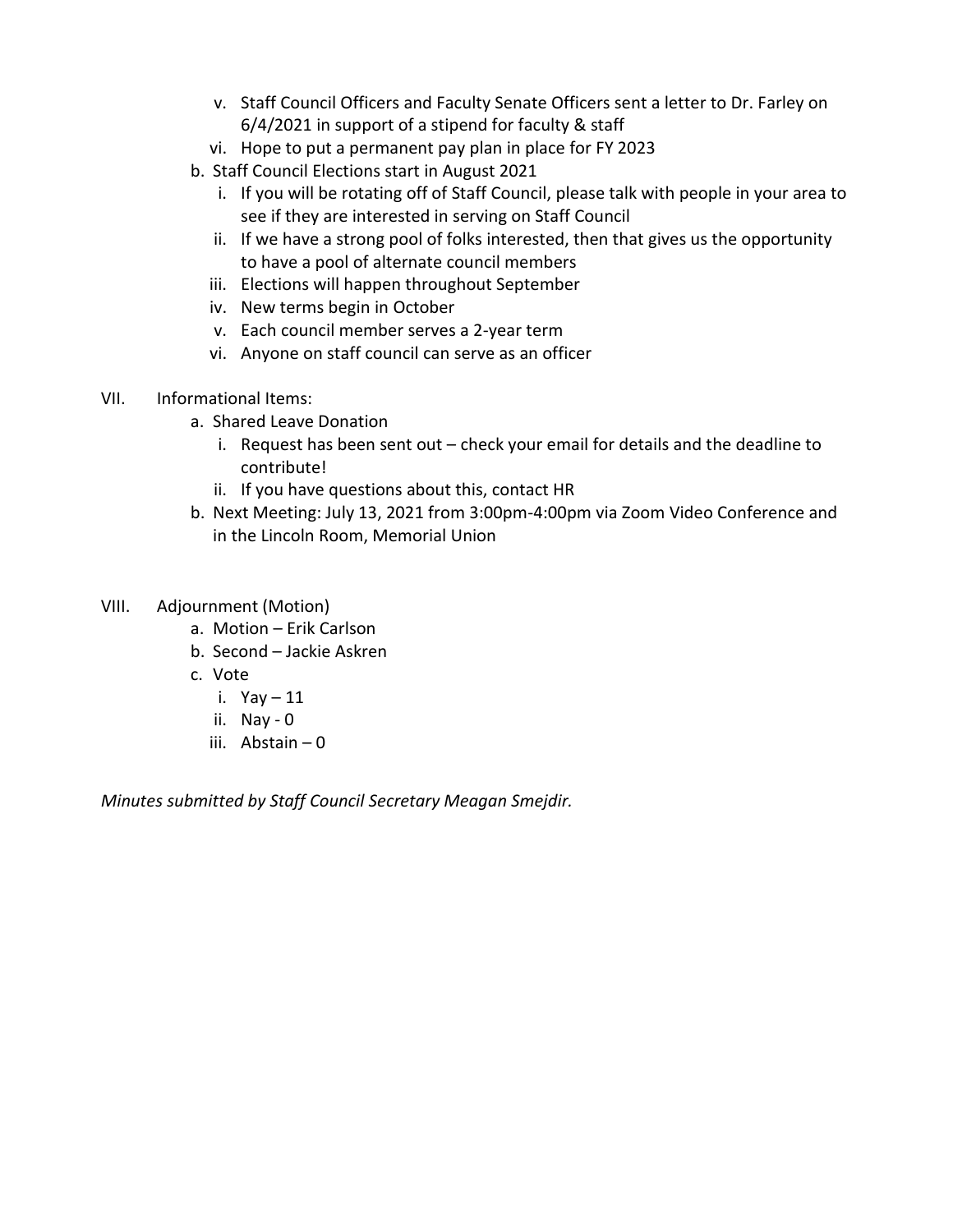v. Staff Council Officers and Faculty Senate Officers sent a letter to Dr. Farley on 6/4/2021 in support of a stipend for faculty & staff
   vi. Hope to put a permanent pay plan in place for FY 2023
- b. Staff Council Elections start in August 2021
   i. If you will be rotating off of Staff Council, please talk with people in your area to see if they are interested in serving on Staff Council
   ii. If we have a strong pool of folks interested, then that gives us the opportunity to have a pool of alternate council members
   iii. Elections will happen throughout September
   iv. New terms begin in October
   v. Each council member serves a 2-year term
   vi. Anyone on staff council can serve as an officer

VII. Informational Items:
- a. Shared Leave Donation
   i. Request has been sent out – check your email for details and the deadline to contribute!
   ii. If you have questions about this, contact HR
- b. Next Meeting: July 13, 2021 from 3:00pm-4:00pm via Zoom Video Conference and in the Lincoln Room, Memorial Union

VIII. Adjournment (Motion)
- a. Motion – Erik Carlson
- b. Second – Jackie Askren
- c. Vote
   i. Yay – 11
   ii. Nay - 0
   iii. Abstain – 0

*Minutes submitted by Staff Council Secretary Meagan Smejdir.*